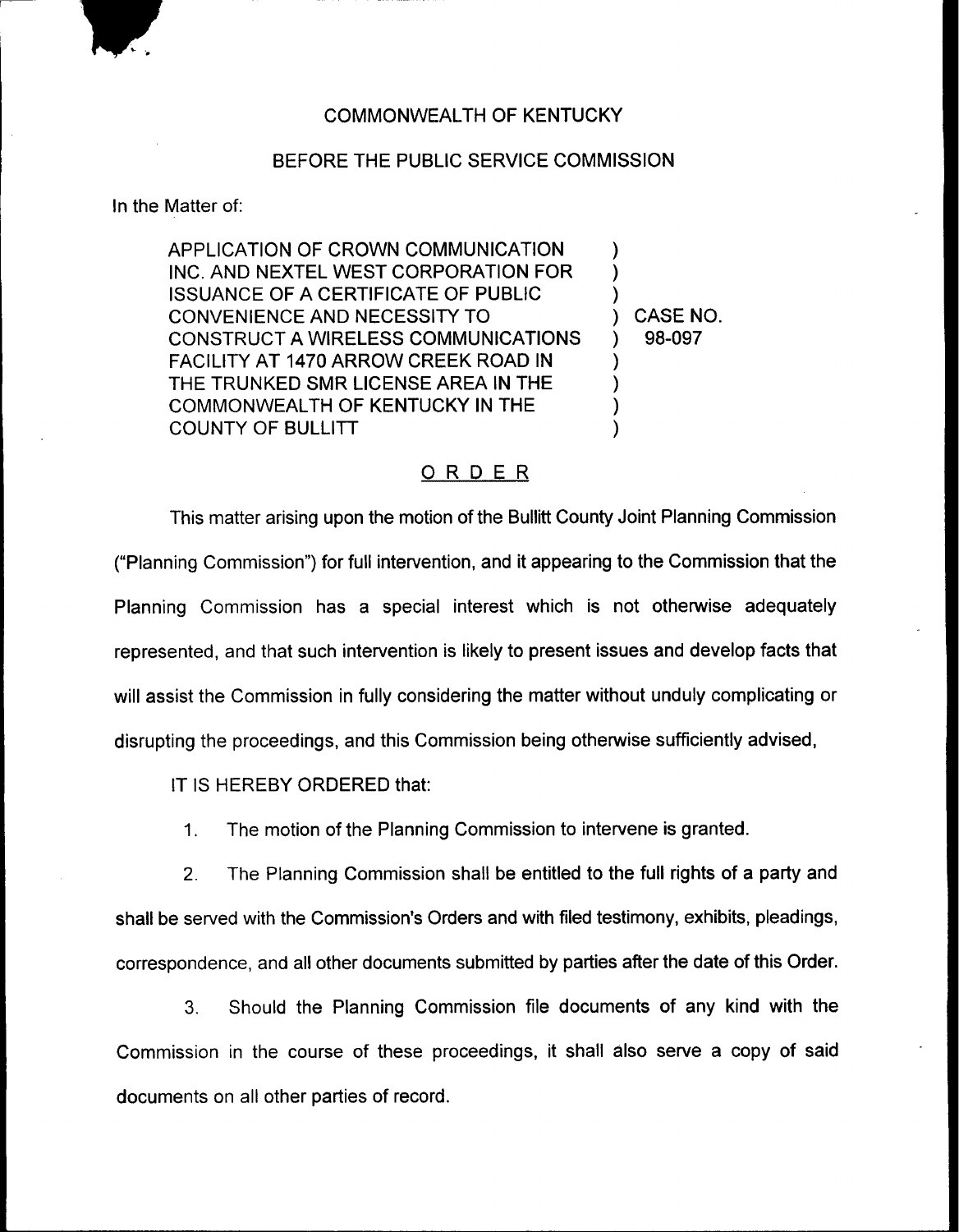COMMONWEALTH OF KENTUCKY

BEFORE THE PUBLIC SERVICE COMMISSION

In the Matter of:

APPLICATION OF CROWN COMMUNICATION INC. AND NEXTEL WEST CORPORATION FOR ISSUANCE OF A CERTIFICATE OF PUBLIC CONVENIENCE AND NECESSITY TO CONSTRUCT A WIRELESS COMMUNICATIONS FACILITY AT 1470 ARROW CREEK ROAD IN THE TRUNKED SMR LICENSE AREA IN THE COMMONWEALTH OF KENTUCKY IN THE COUNTY OF BULLITT

) CASE NO. 98-097

## ORDER

This matter arising upon the motion of the Bullitt County Joint Planning Commission ("Planning Commission") for full intervention, and it appearing to the Commission that the Planning Commission has a special interest which is not otherwise adequately represented, and that such intervention is likely to present issues and develop facts that will assist the Commission in fully considering the matter without unduly complicating or disrupting the proceedings, and this Commission being otherwise sufficiently advised,

IT IS HEREBY ORDERED that:

1. The motion of the Planning Commission to intervene is granted.

2. The Planning Commission shall be entitled to the full rights of a party and shall be served with the Commission's Orders and with filed testimony, exhibits, pleadings, correspondence, and all other documents submitted by parties after the date of this Order.

3. Should the Planning Commission file documents of any kind with the Commission in the course of these proceedings, it shall also serve a copy of said documents on all other parties of record.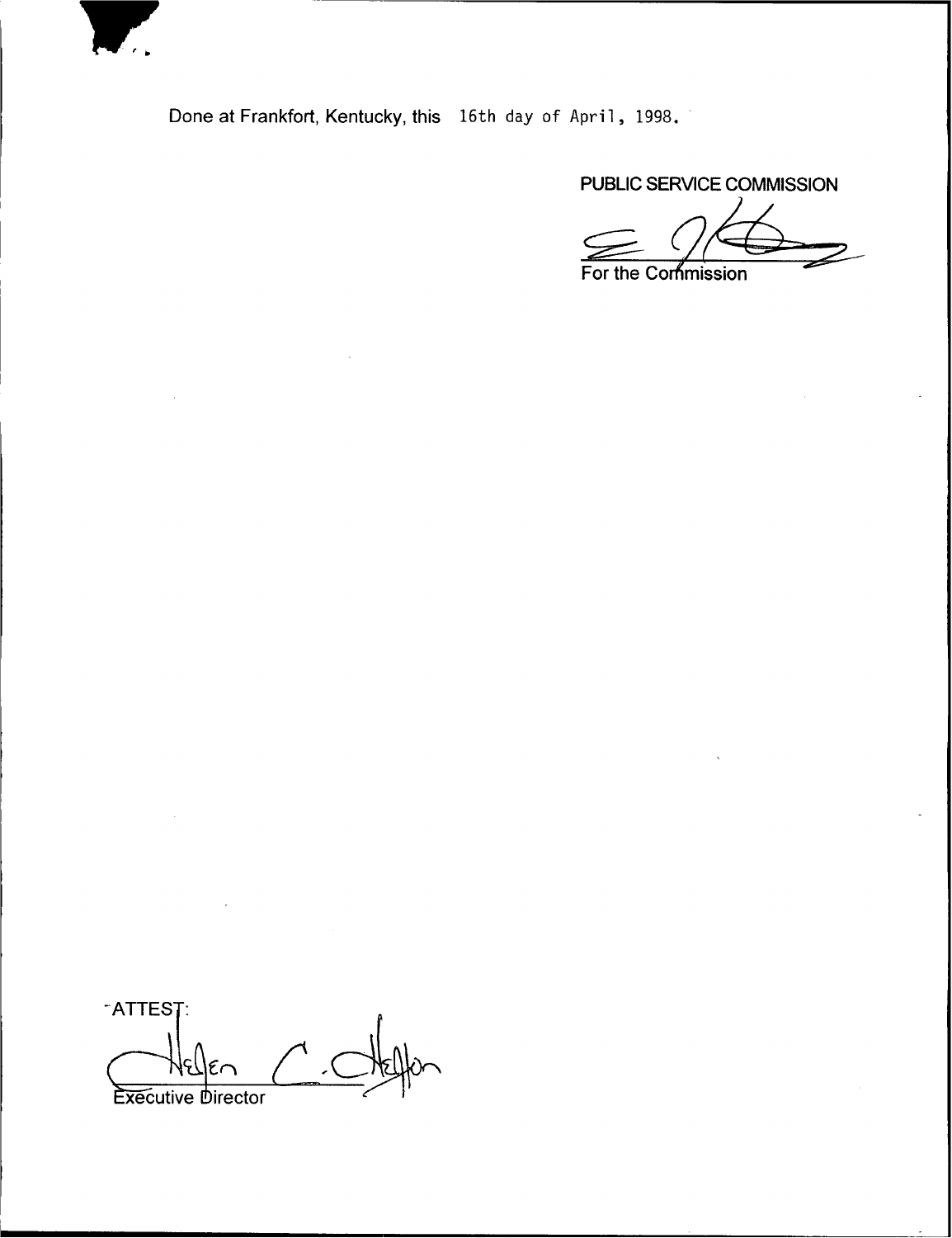Done at Frankfort, Kentucky, this 16th day of April, 1998.

PUBLIC SERVICE COMMISSION

For the Commission

ATTEST:

Executive Director